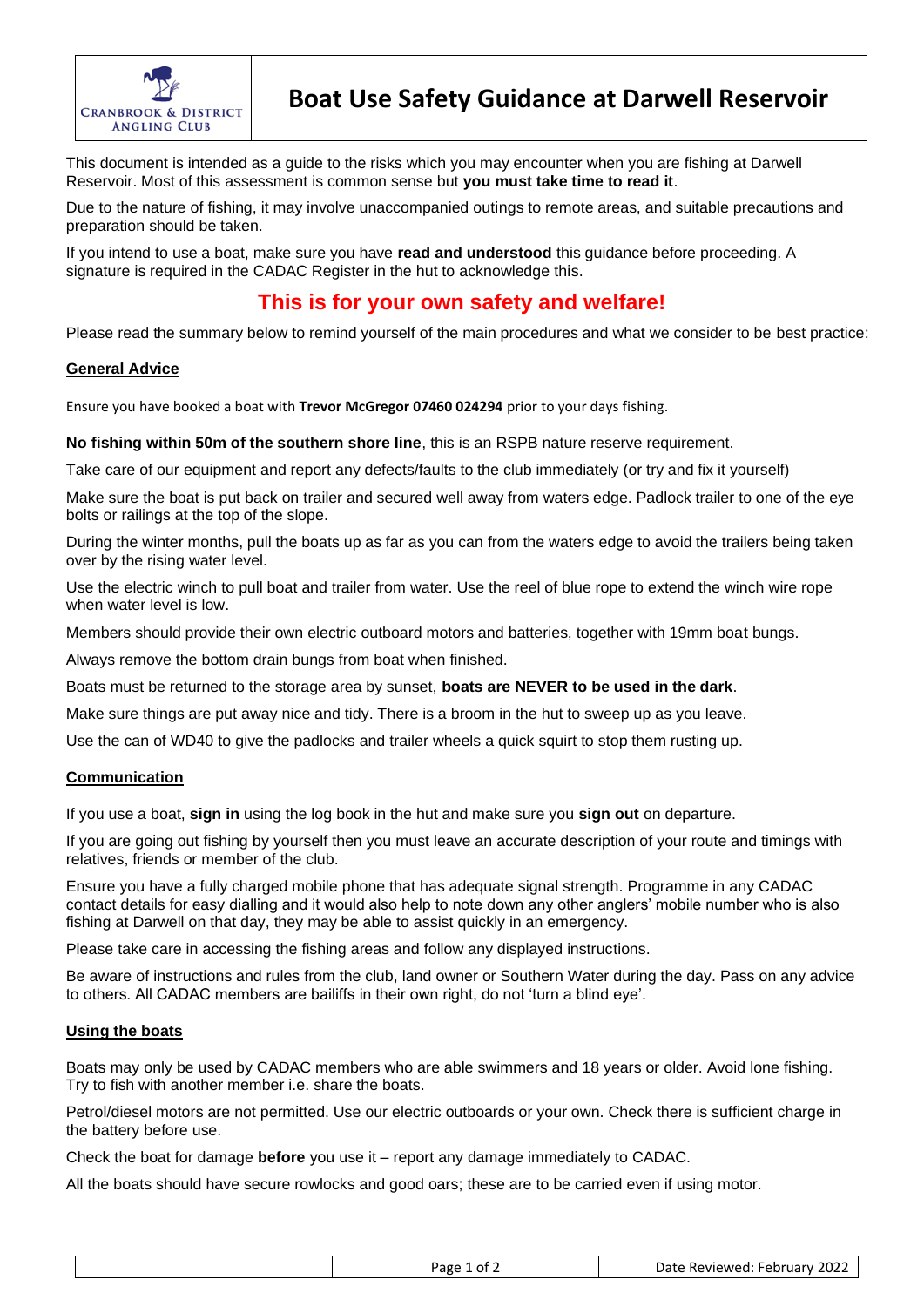Cranbrook & District Angling Club

# Boat Use Safety Guidance at Darwell Reservoir

This document is intended as a guide to the risks which you may encounter when you are fishing at Darwell Reservoir. Most of this assessment is common sense but **you must take time to read it**.

Due to the nature of fishing, it may involve unaccompanied outings to remote areas, and suitable precautions and preparation should be taken.

If you intend to use a boat, make sure you have **read and understood** this guidance before proceeding. A signature is required in the CADAC Register in the hut to acknowledge this.

## This is for your own safety and welfare!

Please read the summary below to remind yourself of the main procedures and what we consider to be best practice:

### General Advice

Ensure you have booked a boat with **Trevor McGregor 07460 024294** prior to your days fishing.

**No fishing within 50m of the southern shore line**, this is an RSPB nature reserve requirement.

Take care of our equipment and report any defects/faults to the club immediately (or try and fix it yourself)

Make sure the boat is put back on trailer and secured well away from waters edge. Padlock trailer to one of the eye bolts or railings at the top of the slope.

During the winter months, pull the boats up as far as you can from the waters edge to avoid the trailers being taken over by the rising water level.

Use the electric winch to pull boat and trailer from water. Use the reel of blue rope to extend the winch wire rope when water level is low.

Members should provide their own electric outboard motors and batteries, together with 19mm boat bungs.

Always remove the bottom drain bungs from boat when finished.

Boats must be returned to the storage area by sunset, **boats are NEVER to be used in the dark**.

Make sure things are put away nice and tidy. There is a broom in the hut to sweep up as you leave.

Use the can of WD40 to give the padlocks and trailer wheels a quick squirt to stop them rusting up.

### Communication

If you use a boat, **sign in** using the log book in the hut and make sure you **sign out** on departure.

If you are going out fishing by yourself then you must leave an accurate description of your route and timings with relatives, friends or member of the club.

Ensure you have a fully charged mobile phone that has adequate signal strength. Programme in any CADAC contact details for easy dialling and it would also help to note down any other anglers' mobile number who is also fishing at Darwell on that day, they may be able to assist quickly in an emergency.

Please take care in accessing the fishing areas and follow any displayed instructions.

Be aware of instructions and rules from the club, land owner or Southern Water during the day. Pass on any advice to others. All CADAC members are bailiffs in their own right, do not 'turn a blind eye'.

### Using the boats

Boats may only be used by CADAC members who are able swimmers and 18 years or older. Avoid lone fishing. Try to fish with another member i.e. share the boats.

Petrol/diesel motors are not permitted. Use our electric outboards or your own. Check there is sufficient charge in the battery before use.

Check the boat for damage **before** you use it – report any damage immediately to CADAC.

All the boats should have secure rowlocks and good oars; these are to be carried even if using motor.

Date Reviewed: February 2022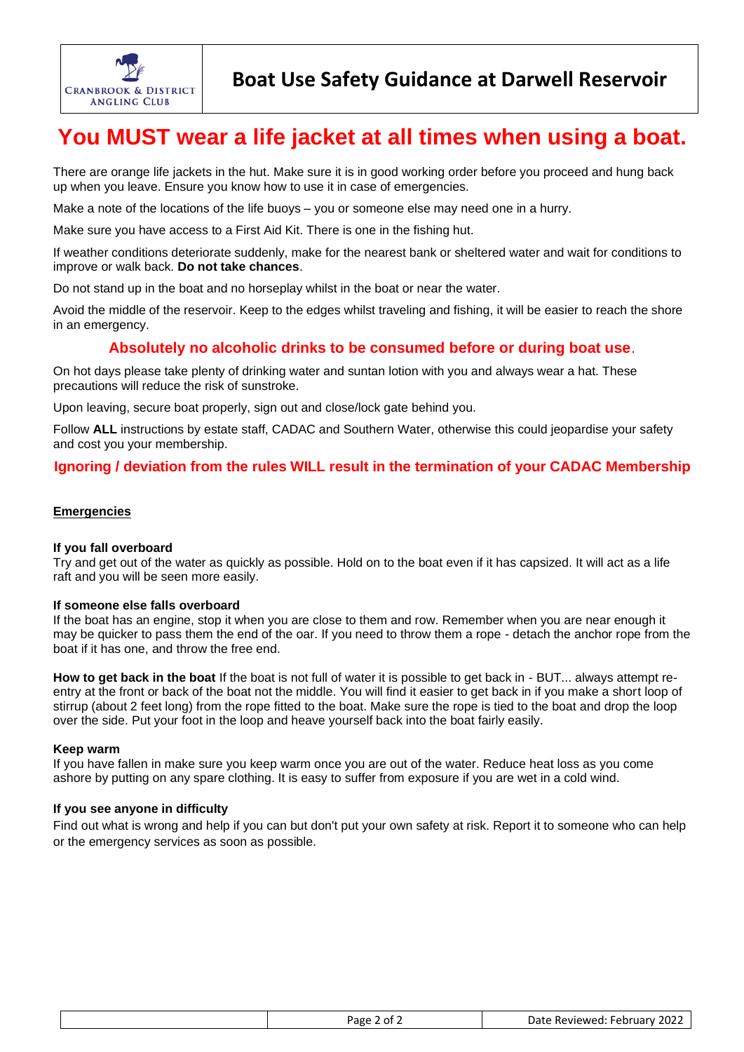# Boat Use Safety Guidance at Darwell Reservoir

## You MUST wear a life jacket at all times when using a boat.

There are orange life jackets in the hut. Make sure it is in good working order before you proceed and hung back up when you leave. Ensure you know how to use it in case of emergencies.

Make a note of the locations of the life buoys – you or someone else may need one in a hurry.

Make sure you have access to a First Aid Kit. There is one in the fishing hut.

If weather conditions deteriorate suddenly, make for the nearest bank or sheltered water and wait for conditions to improve or walk back. **Do not take chances**.

Do not stand up in the boat and no horseplay whilst in the boat or near the water.

Avoid the middle of the reservoir. Keep to the edges whilst traveling and fishing, it will be easier to reach the shore in an emergency.

**Absolutely no alcoholic drinks to be consumed before or during boat use**.

On hot days please take plenty of drinking water and suntan lotion with you and always wear a hat. These precautions will reduce the risk of sunstroke.

Upon leaving, secure boat properly, sign out and close/lock gate behind you.

Follow **ALL** instructions by estate staff, CADAC and Southern Water, otherwise this could jeopardise your safety and cost you your membership.

**Ignoring / deviation from the rules WILL result in the termination of your CADAC Membership**

## Emergencies

**If you fall overboard**
Try and get out of the water as quickly as possible. Hold on to the boat even if it has capsized. It will act as a life raft and you will be seen more easily.

**If someone else falls overboard**
If the boat has an engine, stop it when you are close to them and row. Remember when you are near enough it may be quicker to pass them the end of the oar. If you need to throw them a rope - detach the anchor rope from the boat if it has one, and throw the free end.

**How to get back in the boat** If the boat is not full of water it is possible to get back in - BUT... always attempt re-entry at the front or back of the boat not the middle. You will find it easier to get back in if you make a short loop of stirrup (about 2 feet long) from the rope fitted to the boat. Make sure the rope is tied to the boat and drop the loop over the side. Put your foot in the loop and heave yourself back into the boat fairly easily.

**Keep warm**
If you have fallen in make sure you keep warm once you are out of the water. Reduce heat loss as you come ashore by putting on any spare clothing. It is easy to suffer from exposure if you are wet in a cold wind.

**If you see anyone in difficulty**
Find out what is wrong and help if you can but don't put your own safety at risk. Report it to someone who can help or the emergency services as soon as possible.

Date Reviewed: February 2022